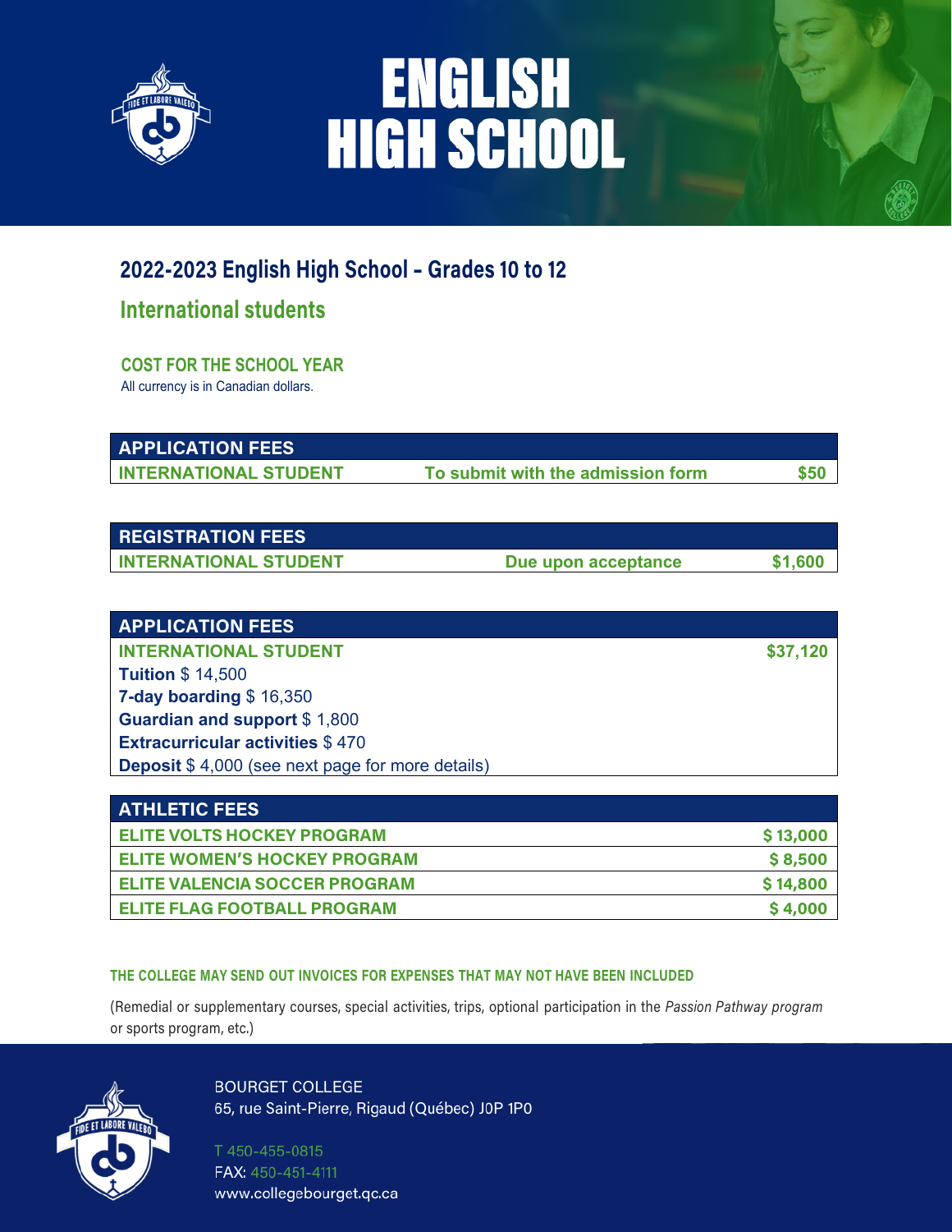# ENGLISH HIGH SCHOOL

## 2022-2023 English High School - Grades 10 to 12

### International students

**COST FOR THE SCHOOL YEAR**

All currency is in Canadian dollars.

| APPLICATION FEES | | |
|---|---|---|
| INTERNATIONAL STUDENT | To submit with the admission form | $50 |

| REGISTRATION FEES | | |
|---|---|---|
| INTERNATIONAL STUDENT | Due upon acceptance | $1,600 |

| APPLICATION FEES | |
|---|---|
| INTERNATIONAL STUDENT | $37,120 |
| **Tuition** $ 14,500 | |
| **7-day boarding** $ 16,350 | |
| **Guardian and support** $ 1,800 | |
| **Extracurricular activities** $ 470 | |
| **Deposit** $ 4,000 (see next page for more details) | |

| ATHLETIC FEES | |
|---|---|
| ELITE VOLTS HOCKEY PROGRAM | $ 13,000 |
| ELITE WOMEN'S HOCKEY PROGRAM | $ 8,500 |
| ELITE VALENCIA SOCCER PROGRAM | $ 14,800 |
| ELITE FLAG FOOTBALL PROGRAM | $ 4,000 |

**THE COLLEGE MAY SEND OUT INVOICES FOR EXPENSES THAT MAY NOT HAVE BEEN INCLUDED**

(Remedial or supplementary courses, special activities, trips, optional participation in the *Passion Pathway program* or sports program, etc.)

BOURGET COLLEGE
65, rue Saint-Pierre, Rigaud (Québec) J0P 1P0

T 450-455-0815
FAX: 450-451-4111
www.collegebourget.qc.ca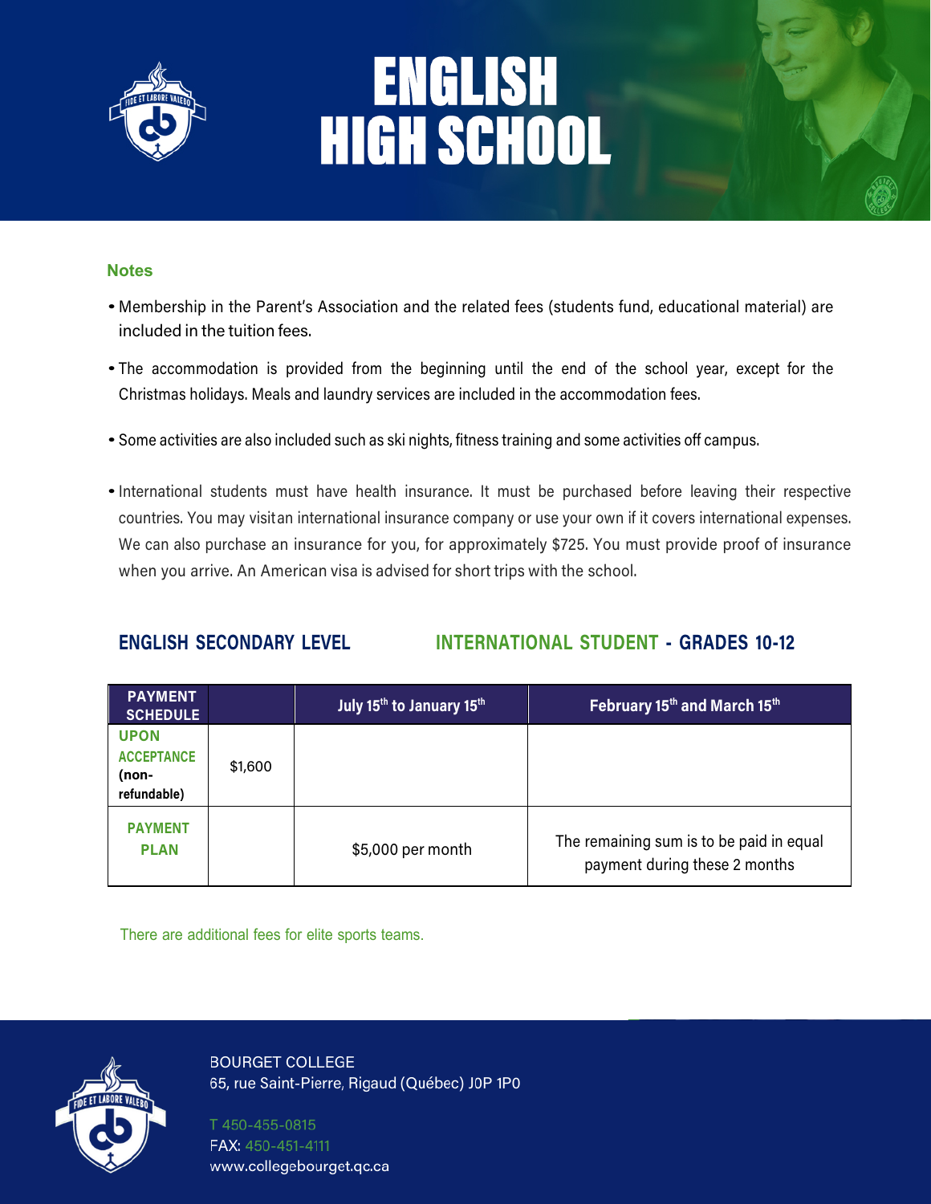# ENGLISH HIGH SCHOOL

### Notes

- Membership in the Parent's Association and the related fees (students fund, educational material) are included in the tuition fees.
- The accommodation is provided from the beginning until the end of the school year, except for the Christmas holidays. Meals and laundry services are included in the accommodation fees.
- Some activities are also included such as ski nights, fitness training and some activities off campus.
- International students must have health insurance. It must be purchased before leaving their respective countries. You may visitan international insurance company or use your own if it covers international expenses. We can also purchase an insurance for you, for approximately $725. You must provide proof of insurance when you arrive. An American visa is advised for short trips with the school.

## ENGLISH SECONDARY LEVEL — INTERNATIONAL STUDENT - GRADES 10-12

| PAYMENT SCHEDULE | | July 15th to January 15th | February 15th and March 15th |
|---|---|---|---|
| UPON ACCEPTANCE (non-refundable) | $1,600 | | |
| PAYMENT PLAN | | $5,000 per month | The remaining sum is to be paid in equal payment during these 2 months |

There are additional fees for elite sports teams.

BOURGET COLLEGE
65, rue Saint-Pierre, Rigaud (Québec) J0P 1P0

T 450-455-0815
FAX: 450-451-4111
www.collegebourget.qc.ca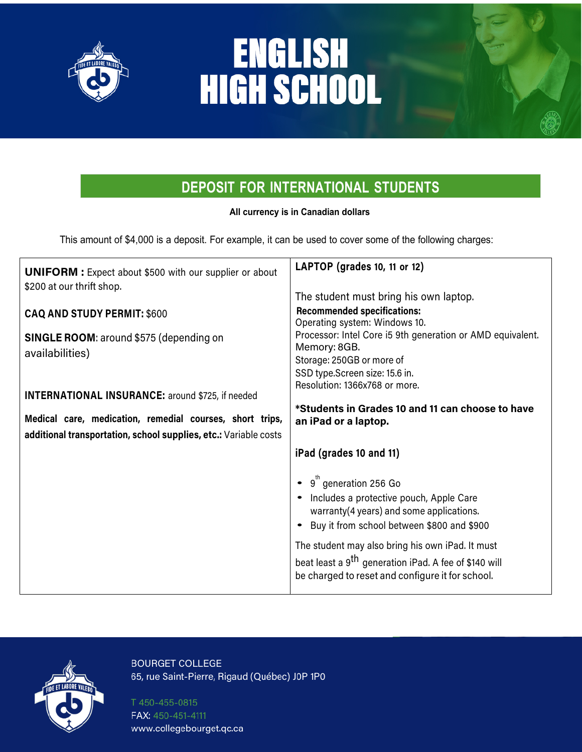# ENGLISH HIGH SCHOOL

## DEPOSIT FOR INTERNATIONAL STUDENTS

**All currency is in Canadian dollars**

This amount of $4,000 is a deposit. For example, it can be used to cover some of the following charges:

**UNIFORM :** Expect about $500 with our supplier or about $200 at our thrift shop.

**CAQ AND STUDY PERMIT:** $600

**SINGLE ROOM**: around $575 (depending on availabilities)

**INTERNATIONAL INSURANCE:** around $725, if needed

**Medical care, medication, remedial courses, short trips, additional transportation, school supplies, etc.:** Variable costs

**LAPTOP (grades 10, 11 or 12)**

The student must bring his own laptop.

**Recommended specifications:**
Operating system: Windows 10.
Processor: Intel Core i5 9th generation or AMD equivalent.
Memory: 8GB.
Storage: 250GB or more of SSD type.Screen size: 15.6 in.
Resolution: 1366x768 or more.

**\*Students in Grades 10 and 11 can choose to have an iPad or a laptop.**

**iPad (grades 10 and 11)**

- 9th generation 256 Go
- Includes a protective pouch, Apple Care warranty(4 years) and some applications.
- Buy it from school between $800 and $900

The student may also bring his own iPad. It must beat least a 9th generation iPad. A fee of $140 will be charged to reset and configure it for school.

BOURGET COLLEGE
65, rue Saint-Pierre, Rigaud (Québec) J0P 1P0

T 450-455-0815
FAX: 450-451-4111
www.collegebourget.qc.ca